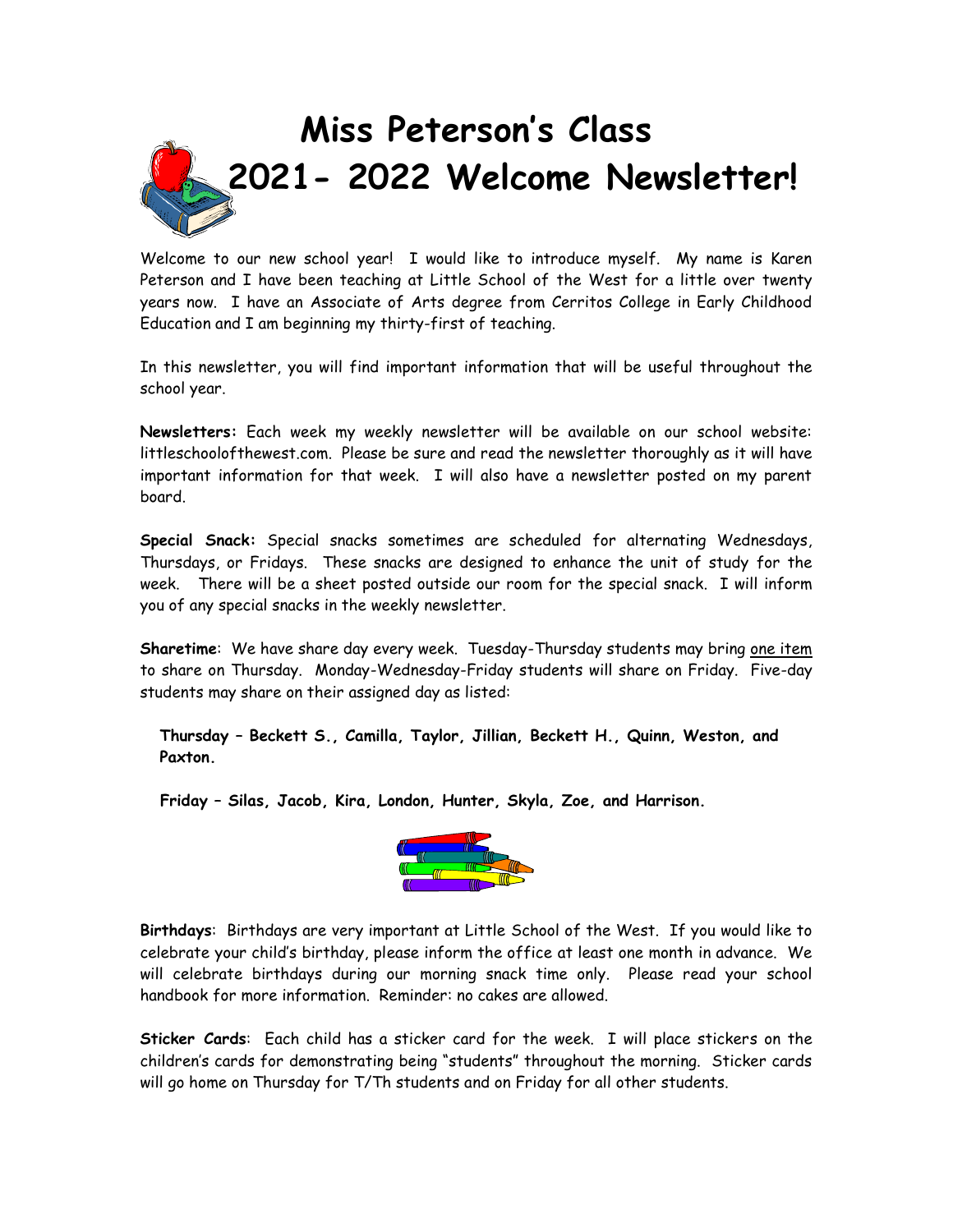# Miss Peterson's Class
# 2021- 2022 Welcome Newsletter!

Welcome to our new school year! I would like to introduce myself. My name is Karen Peterson and I have been teaching at Little School of the West for a little over twenty years now. I have an Associate of Arts degree from Cerritos College in Early Childhood Education and I am beginning my thirty-first of teaching.

In this newsletter, you will find important information that will be useful throughout the school year.

**Newsletters:** Each week my weekly newsletter will be available on our school website: littleschoolofthewest.com. Please be sure and read the newsletter thoroughly as it will have important information for that week. I will also have a newsletter posted on my parent board.

**Special Snack:** Special snacks sometimes are scheduled for alternating Wednesdays, Thursdays, or Fridays. These snacks are designed to enhance the unit of study for the week. There will be a sheet posted outside our room for the special snack. I will inform you of any special snacks in the weekly newsletter.

**Sharetime**: We have share day every week. Tuesday-Thursday students may bring <u>one item</u> to share on Thursday. Monday-Wednesday-Friday students will share on Friday. Five-day students may share on their assigned day as listed:

**Thursday – Beckett S., Camilla, Taylor, Jillian, Beckett H., Quinn, Weston, and Paxton.**

**Friday – Silas, Jacob, Kira, London, Hunter, Skyla, Zoe, and Harrison.**

**Birthdays**: Birthdays are very important at Little School of the West. If you would like to celebrate your child's birthday, please inform the office at least one month in advance. We will celebrate birthdays during our morning snack time only. Please read your school handbook for more information. Reminder: no cakes are allowed.

**Sticker Cards**: Each child has a sticker card for the week. I will place stickers on the children's cards for demonstrating being "students" throughout the morning. Sticker cards will go home on Thursday for T/Th students and on Friday for all other students.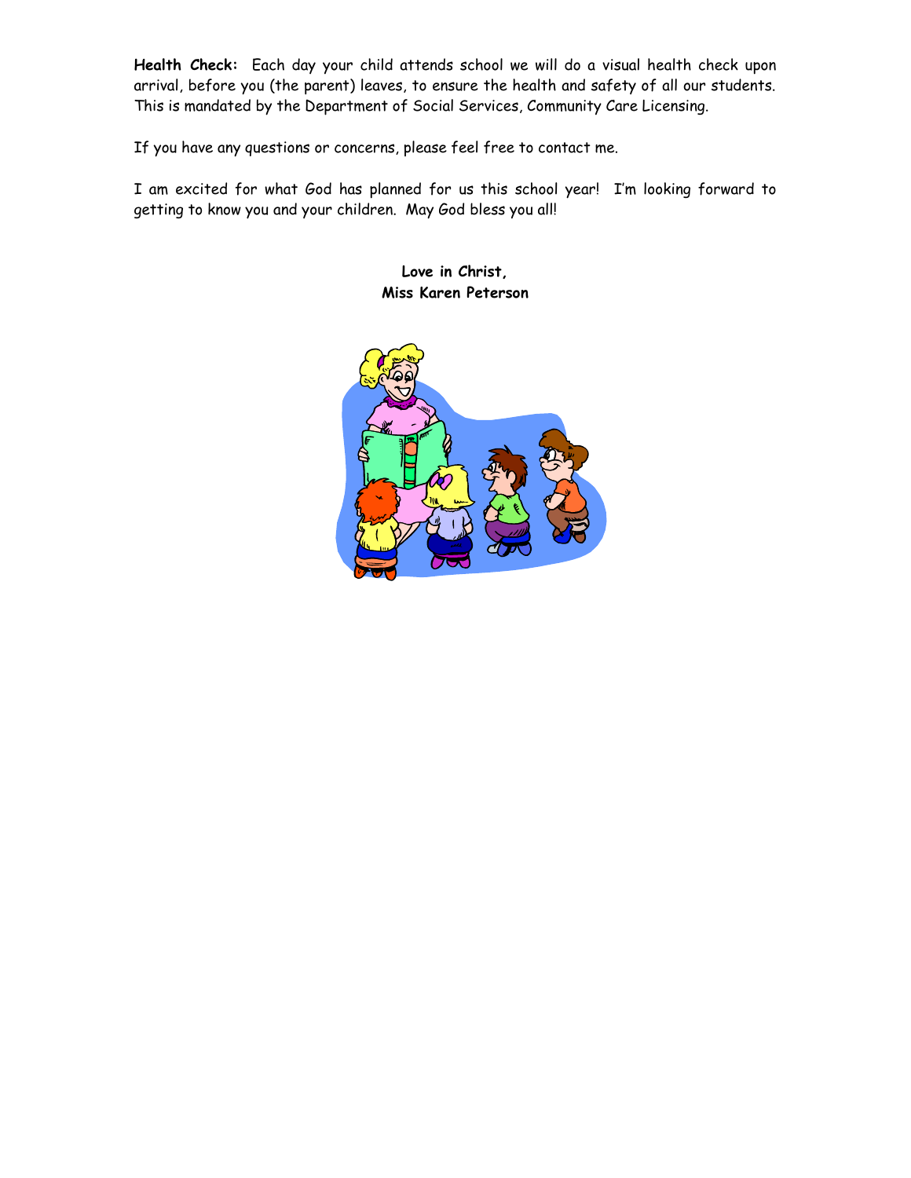**Health Check:** Each day your child attends school we will do a visual health check upon arrival, before you (the parent) leaves, to ensure the health and safety of all our students. This is mandated by the Department of Social Services, Community Care Licensing.

If you have any questions or concerns, please feel free to contact me.

I am excited for what God has planned for us this school year! I'm looking forward to getting to know you and your children. May God bless you all!

**Love in Christ,**
**Miss Karen Peterson**